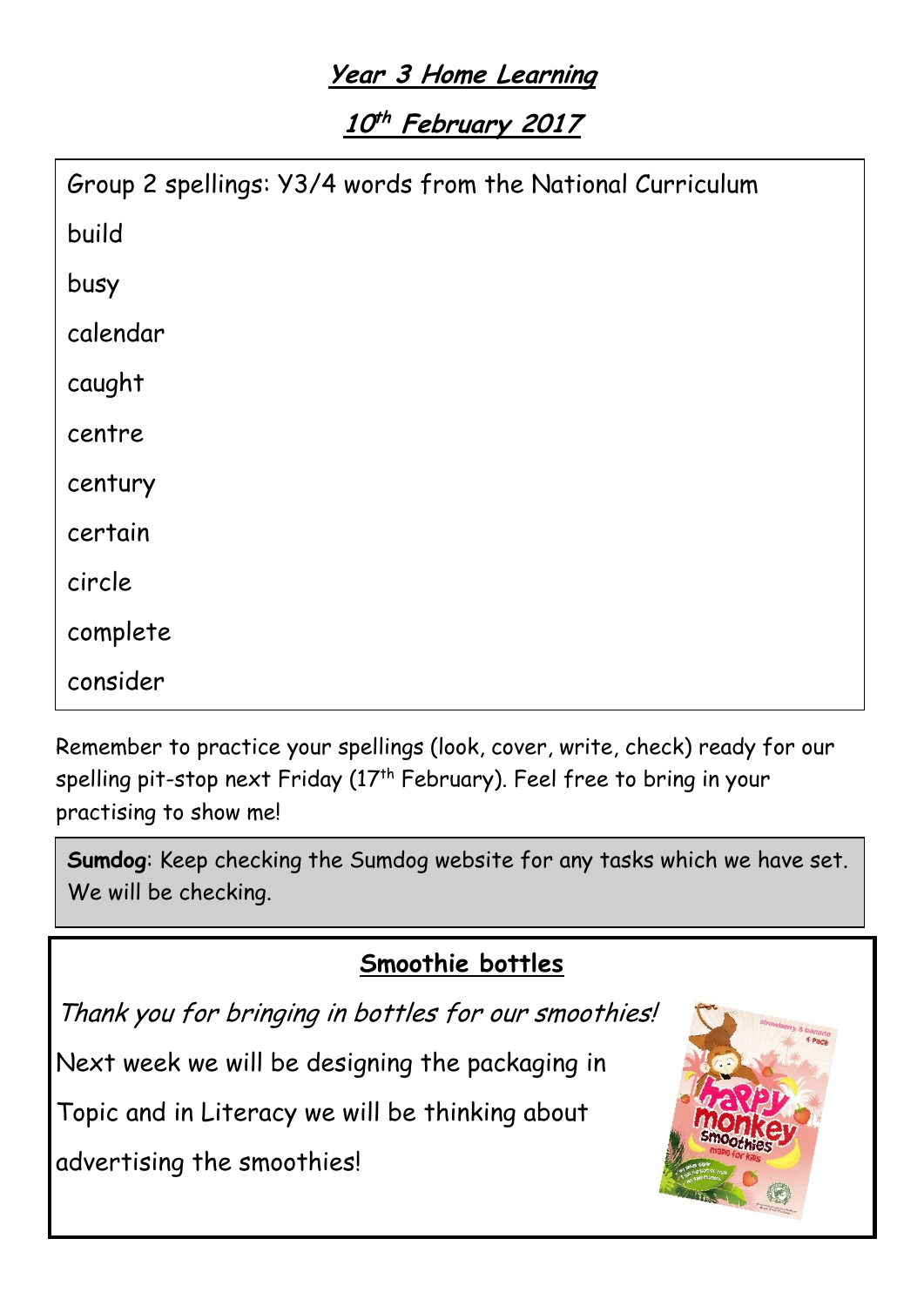# Year 3 Home Learning

## 10th February 2017

Group 2 spellings: Y3/4 words from the National Curriculum

build

busy

calendar

caught

centre

century

certain

circle

complete

consider

Remember to practice your spellings (look, cover, write, check) ready for our spelling pit-stop next Friday (17th February). Feel free to bring in your practising to show me!

**Sumdog**: Keep checking the Sumdog website for any tasks which we have set. We will be checking.

## Smoothie bottles

*Thank you for bringing in bottles for our smoothies!*

Next week we will be designing the packaging in Topic and in Literacy we will be thinking about advertising the smoothies!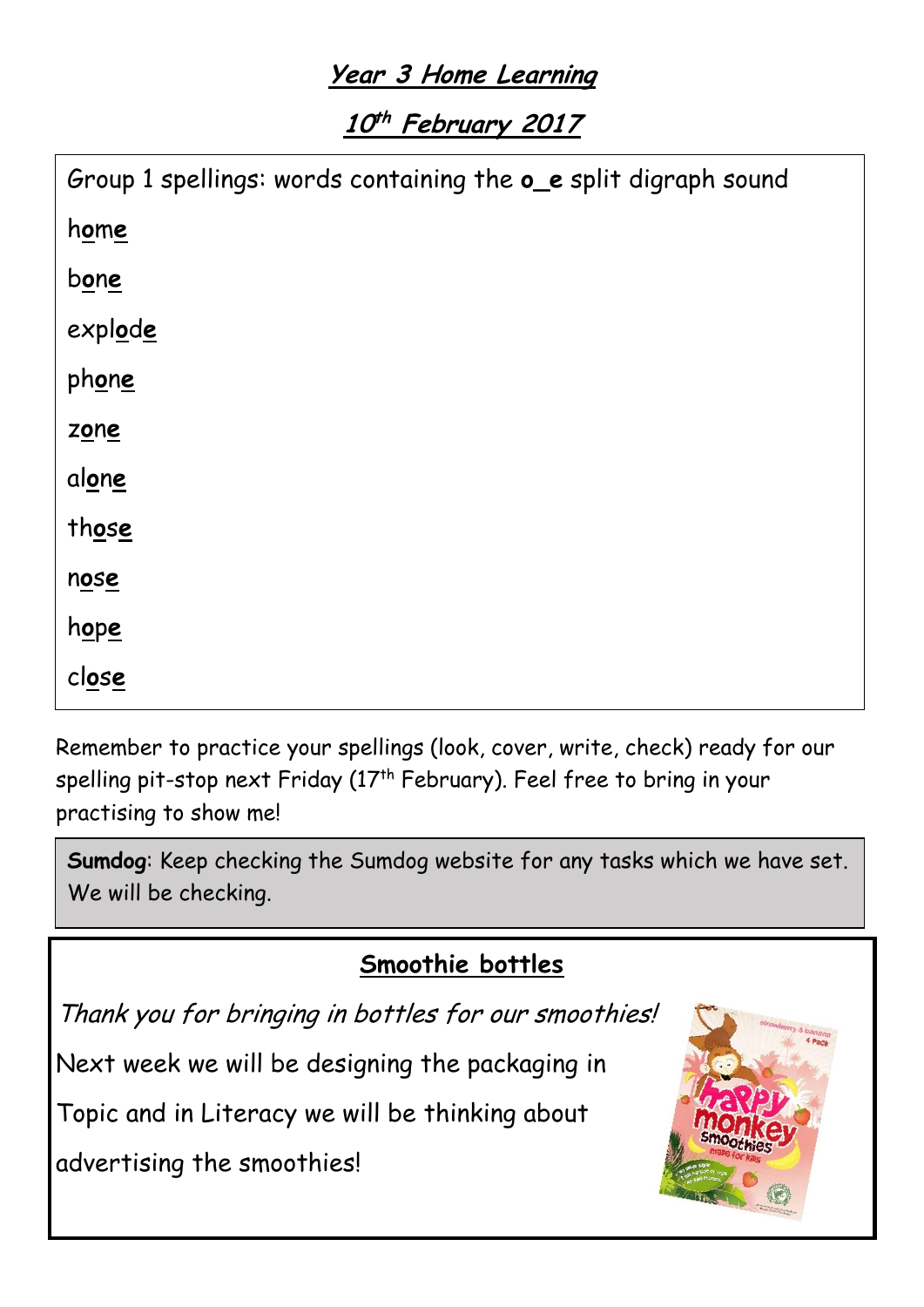# Year 3 Home Learning

## 10th February 2017

Group 1 spellings: words containing the **o_e** split digraph sound

home

bone

explode

phone

zone

alone

those

nose

hope

close

Remember to practice your spellings (look, cover, write, check) ready for our spelling pit-stop next Friday (17th February). Feel free to bring in your practising to show me!

**Sumdog**: Keep checking the Sumdog website for any tasks which we have set. We will be checking.

## Smoothie bottles

*Thank you for bringing in bottles for our smoothies!*

Next week we will be designing the packaging in Topic and in Literacy we will be thinking about advertising the smoothies!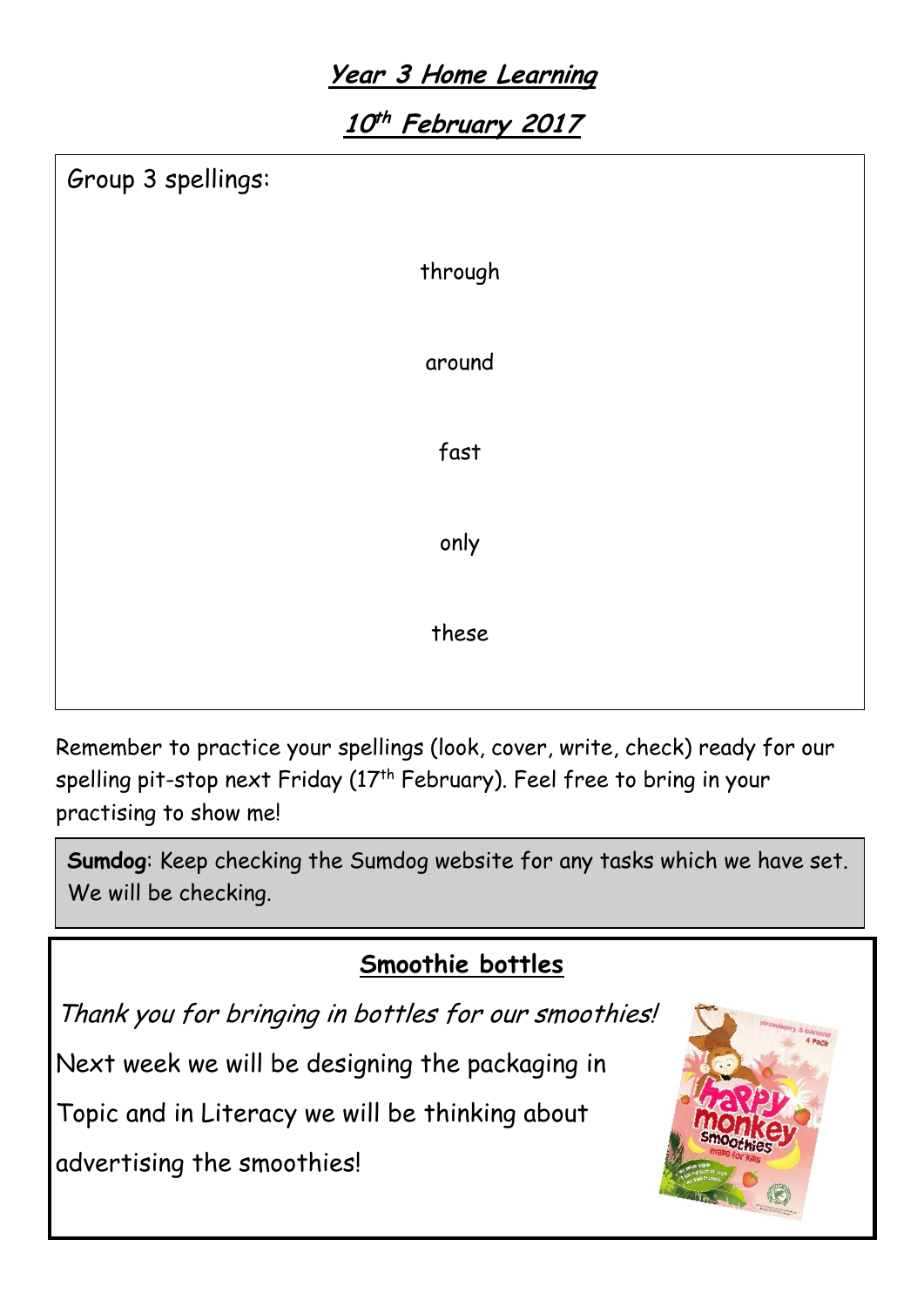# Year 3 Home Learning

## 10th February 2017

Group 3 spellings:

through

around

fast

only

these

Remember to practice your spellings (look, cover, write, check) ready for our spelling pit-stop next Friday (17th February). Feel free to bring in your practising to show me!

**Sumdog**: Keep checking the Sumdog website for any tasks which we have set. We will be checking.

## Smoothie bottles

*Thank you for bringing in bottles for our smoothies!*

Next week we will be designing the packaging in Topic and in Literacy we will be thinking about advertising the smoothies!